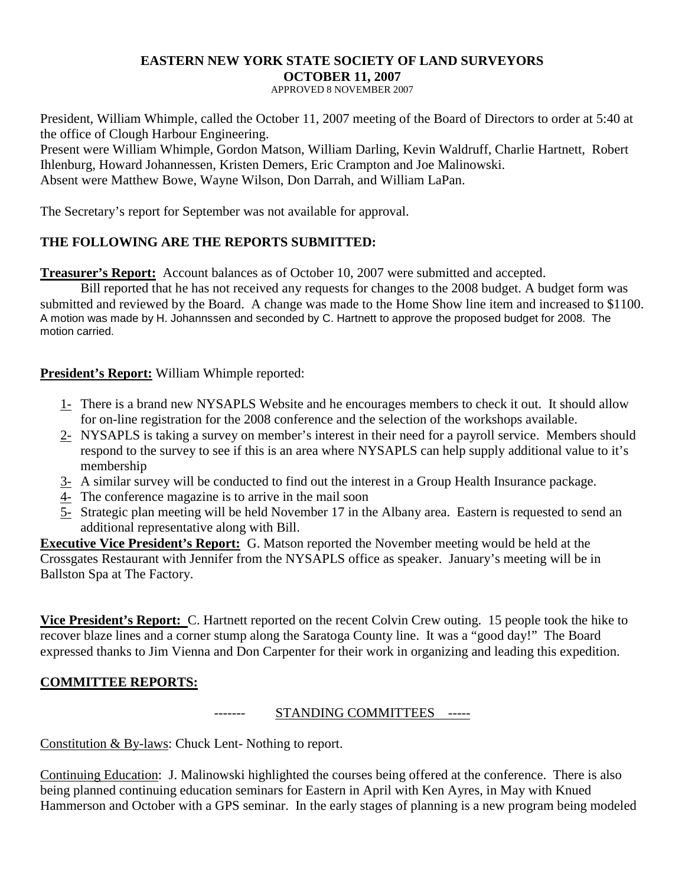# EASTERN NEW YORK STATE SOCIETY OF LAND SURVEYORS
## OCTOBER 11, 2007
APPROVED 8 NOVEMBER 2007

President, William Whimple, called the October 11, 2007 meeting of the Board of Directors to order at 5:40 at the office of Clough Harbour Engineering.
Present were William Whimple, Gordon Matson, William Darling, Kevin Waldruff, Charlie Hartnett, Robert Ihlenburg, Howard Johannessen, Kristen Demers, Eric Crampton and Joe Malinowski.
Absent were Matthew Bowe, Wayne Wilson, Don Darrah, and William LaPan.

The Secretary's report for September was not available for approval.

## THE FOLLOWING ARE THE REPORTS SUBMITTED:

**Treasurer's Report:** Account balances as of October 10, 2007 were submitted and accepted.

Bill reported that he has not received any requests for changes to the 2008 budget. A budget form was submitted and reviewed by the Board. A change was made to the Home Show line item and increased to $1100. A motion was made by H. Johannssen and seconded by C. Hartnett to approve the proposed budget for 2008. The motion carried.

**President's Report:** William Whimple reported:

1- There is a brand new NYSAPLS Website and he encourages members to check it out. It should allow for on-line registration for the 2008 conference and the selection of the workshops available.
2- NYSAPLS is taking a survey on member's interest in their need for a payroll service. Members should respond to the survey to see if this is an area where NYSAPLS can help supply additional value to it's membership
3- A similar survey will be conducted to find out the interest in a Group Health Insurance package.
4- The conference magazine is to arrive in the mail soon
5- Strategic plan meeting will be held November 17 in the Albany area. Eastern is requested to send an additional representative along with Bill.

**Executive Vice President's Report:** G. Matson reported the November meeting would be held at the Crossgates Restaurant with Jennifer from the NYSAPLS office as speaker. January's meeting will be in Ballston Spa at The Factory.

**Vice President's Report:** C. Hartnett reported on the recent Colvin Crew outing. 15 people took the hike to recover blaze lines and a corner stump along the Saratoga County line. It was a "good day!" The Board expressed thanks to Jim Vienna and Don Carpenter for their work in organizing and leading this expedition.

## COMMITTEE REPORTS:

------- STANDING COMMITTEES -----

Constitution & By-laws: Chuck Lent- Nothing to report.

Continuing Education: J. Malinowski highlighted the courses being offered at the conference. There is also being planned continuing education seminars for Eastern in April with Ken Ayres, in May with Knued Hammerson and October with a GPS seminar. In the early stages of planning is a new program being modeled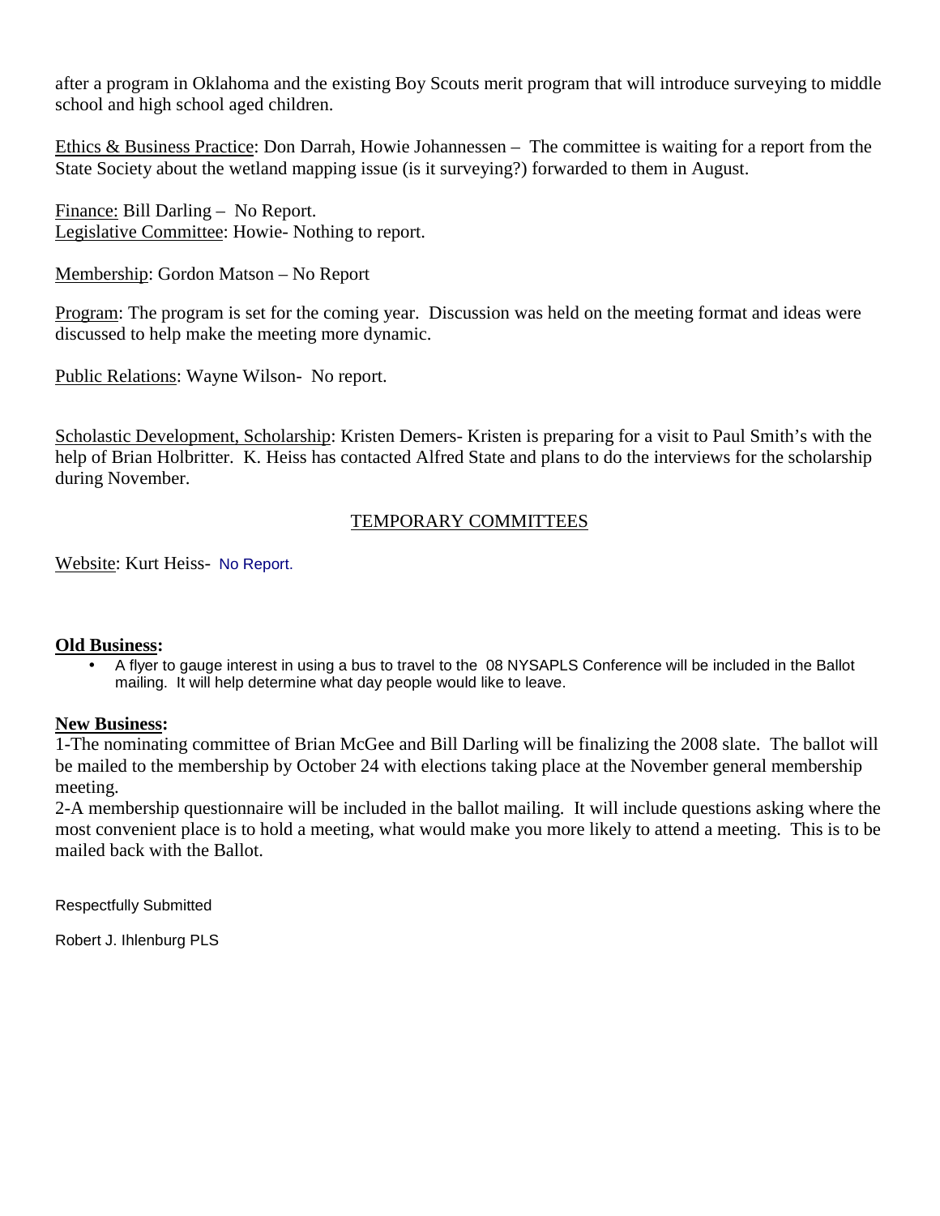after a program in Oklahoma and the existing Boy Scouts merit program that will introduce surveying to middle school and high school aged children.

Ethics & Business Practice: Don Darrah, Howie Johannessen – The committee is waiting for a report from the State Society about the wetland mapping issue (is it surveying?) forwarded to them in August.

Finance: Bill Darling – No Report.
Legislative Committee: Howie- Nothing to report.

Membership: Gordon Matson – No Report

Program: The program is set for the coming year. Discussion was held on the meeting format and ideas were discussed to help make the meeting more dynamic.

Public Relations: Wayne Wilson- No report.

Scholastic Development, Scholarship: Kristen Demers- Kristen is preparing for a visit to Paul Smith's with the help of Brian Holbritter. K. Heiss has contacted Alfred State and plans to do the interviews for the scholarship during November.

## TEMPORARY COMMITTEES

Website: Kurt Heiss- No Report.

**Old Business:**

- A flyer to gauge interest in using a bus to travel to the 08 NYSAPLS Conference will be included in the Ballot mailing. It will help determine what day people would like to leave.

**New Business:**

1-The nominating committee of Brian McGee and Bill Darling will be finalizing the 2008 slate. The ballot will be mailed to the membership by October 24 with elections taking place at the November general membership meeting.
2-A membership questionnaire will be included in the ballot mailing. It will include questions asking where the most convenient place is to hold a meeting, what would make you more likely to attend a meeting. This is to be mailed back with the Ballot.

Respectfully Submitted

Robert J. Ihlenburg PLS